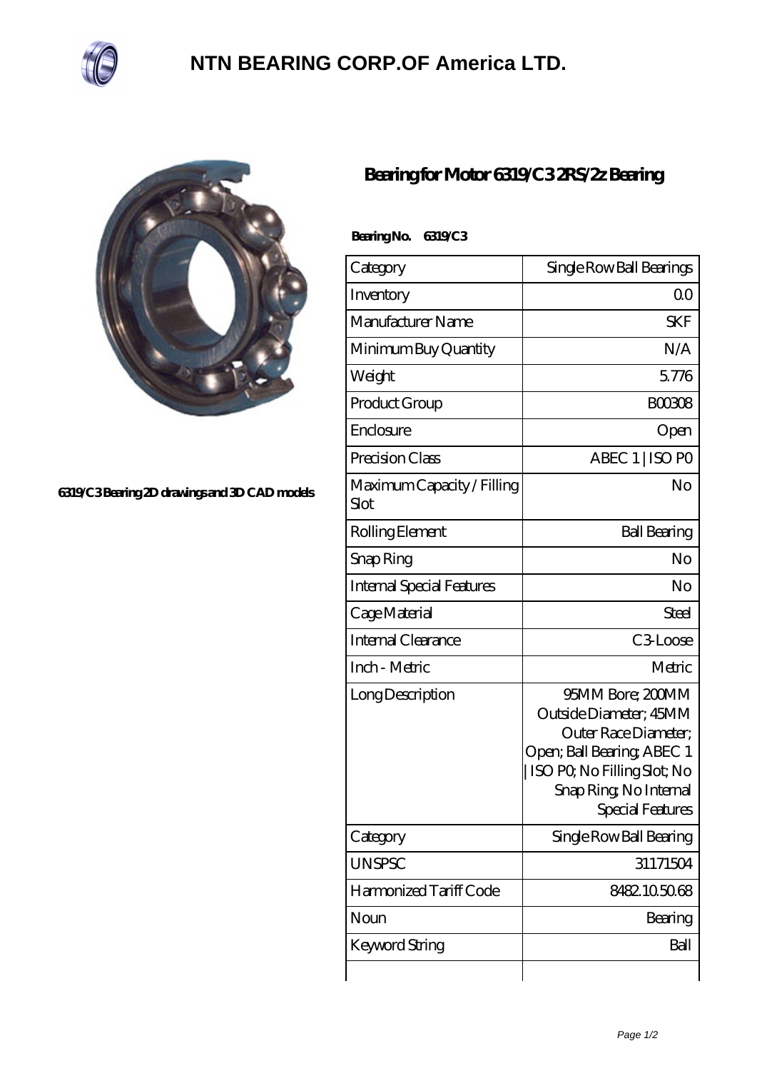# NTN BEARING CORP.OF America LTD.

6319/C3 Bearing 2D drawings and 3D CAD models

## Bearing for Motor 6319/C3 2RS/2z Bearing

**Bearing No. 6319/C3**

| Category | Single Row Ball Bearings |
|---|---|
| Inventory | 0.0 |
| Manufacturer Name | SKF |
| Minimum Buy Quantity | N/A |
| Weight | 5.776 |
| Product Group | B00308 |
| Enclosure | Open |
| Precision Class | ABEC 1 \| ISO P0 |
| Maximum Capacity / Filling Slot | No |
| Rolling Element | Ball Bearing |
| Snap Ring | No |
| Internal Special Features | No |
| Cage Material | Steel |
| Internal Clearance | C3-Loose |
| Inch - Metric | Metric |
| Long Description | 95MM Bore; 200MM Outside Diameter; 45MM Outer Race Diameter; Open; Ball Bearing; ABEC 1 \| ISO P0; No Filling Slot; No Snap Ring; No Internal Special Features |
| Category | Single Row Ball Bearing |
| UNSPSC | 31171504 |
| Harmonized Tariff Code | 8482.10.50.68 |
| Noun | Bearing |
| Keyword String | Ball |
| | |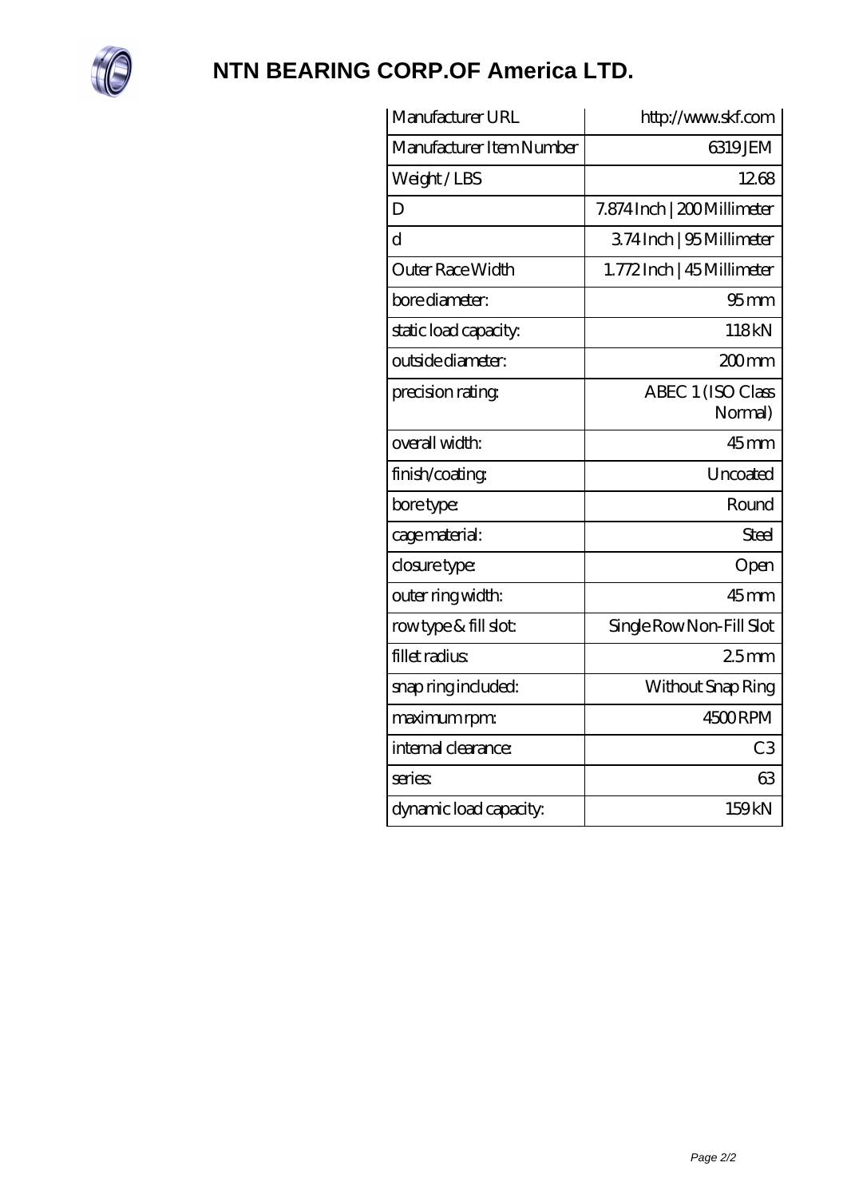# NTN BEARING CORP.OF America LTD.

| | |
|---|---|
| Manufacturer URL | http://www.skf.com |
| Manufacturer Item Number | 6319 JEM |
| Weight / LBS | 12.68 |
| D | 7.874 Inch \| 200 Millimeter |
| d | 3.74 Inch \| 95 Millimeter |
| Outer Race Width | 1.772 Inch \| 45 Millimeter |
| bore diameter: | 95 mm |
| static load capacity: | 118 kN |
| outside diameter: | 200 mm |
| precision rating: | ABEC 1 (ISO Class Normal) |
| overall width: | 45 mm |
| finish/coating: | Uncoated |
| bore type: | Round |
| cage material: | Steel |
| closure type: | Open |
| outer ring width: | 45 mm |
| row type & fill slot: | Single Row Non-Fill Slot |
| fillet radius: | 2.5 mm |
| snap ring included: | Without Snap Ring |
| maximum rpm: | 4500 RPM |
| internal clearance: | C3 |
| series: | 63 |
| dynamic load capacity: | 159 kN |